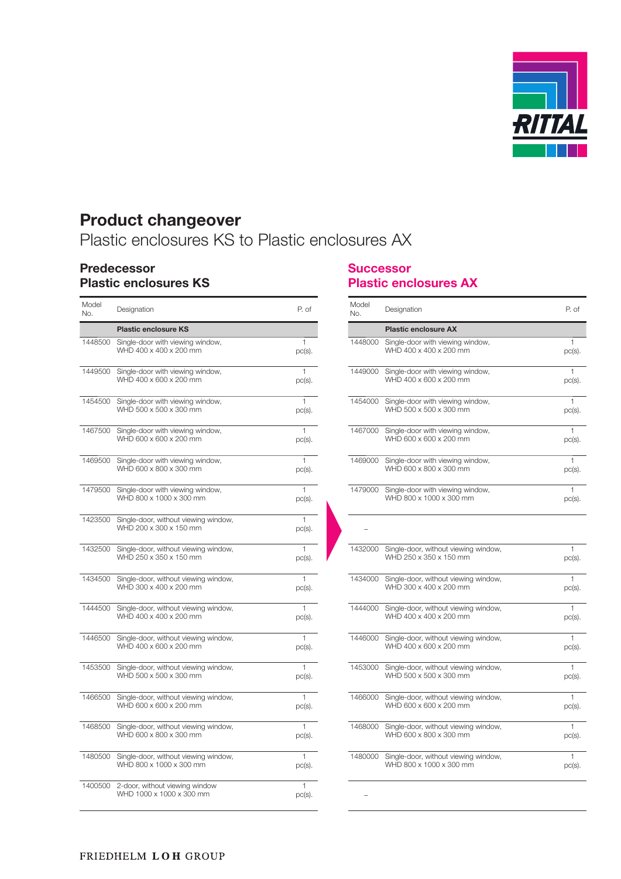# Product changeover

Plastic enclosures KS to Plastic enclosures AX

## Predecessor
## Plastic enclosures KS

| Model No. | Designation | P. of |
|---|---|---|
| | **Plastic enclosure KS** | |
| 1448500 | Single-door with viewing window, WHD 400 x 400 x 200 mm | 1 pc(s). |
| 1449500 | Single-door with viewing window, WHD 400 x 600 x 200 mm | 1 pc(s). |
| 1454500 | Single-door with viewing window, WHD 500 x 500 x 300 mm | 1 pc(s). |
| 1467500 | Single-door with viewing window, WHD 600 x 600 x 200 mm | 1 pc(s). |
| 1469500 | Single-door with viewing window, WHD 600 x 800 x 300 mm | 1 pc(s). |
| 1479500 | Single-door with viewing window, WHD 800 x 1000 x 300 mm | 1 pc(s). |
| 1423500 | Single-door, without viewing window, WHD 200 x 300 x 150 mm | 1 pc(s). |
| 1432500 | Single-door, without viewing window, WHD 250 x 350 x 150 mm | 1 pc(s). |
| 1434500 | Single-door, without viewing window, WHD 300 x 400 x 200 mm | 1 pc(s). |
| 1444500 | Single-door, without viewing window, WHD 400 x 400 x 200 mm | 1 pc(s). |
| 1446500 | Single-door, without viewing window, WHD 400 x 600 x 200 mm | 1 pc(s). |
| 1453500 | Single-door, without viewing window, WHD 500 x 500 x 300 mm | 1 pc(s). |
| 1466500 | Single-door, without viewing window, WHD 600 x 600 x 200 mm | 1 pc(s). |
| 1468500 | Single-door, without viewing window, WHD 600 x 800 x 300 mm | 1 pc(s). |
| 1480500 | Single-door, without viewing window, WHD 800 x 1000 x 300 mm | 1 pc(s). |
| 1400500 | 2-door, without viewing window WHD 1000 x 1000 x 300 mm | 1 pc(s). |

## Successor
## Plastic enclosures AX

| Model No. | Designation | P. of |
|---|---|---|
| | **Plastic enclosure AX** | |
| 1448000 | Single-door with viewing window, WHD 400 x 400 x 200 mm | 1 pc(s). |
| 1449000 | Single-door with viewing window, WHD 400 x 600 x 200 mm | 1 pc(s). |
| 1454000 | Single-door with viewing window, WHD 500 x 500 x 300 mm | 1 pc(s). |
| 1467000 | Single-door with viewing window, WHD 600 x 600 x 200 mm | 1 pc(s). |
| 1469000 | Single-door with viewing window, WHD 600 x 800 x 300 mm | 1 pc(s). |
| 1479000 | Single-door with viewing window, WHD 800 x 1000 x 300 mm | 1 pc(s). |
| – | | |
| 1432000 | Single-door, without viewing window, WHD 250 x 350 x 150 mm | 1 pc(s). |
| 1434000 | Single-door, without viewing window, WHD 300 x 400 x 200 mm | 1 pc(s). |
| 1444000 | Single-door, without viewing window, WHD 400 x 400 x 200 mm | 1 pc(s). |
| 1446000 | Single-door, without viewing window, WHD 400 x 600 x 200 mm | 1 pc(s). |
| 1453000 | Single-door, without viewing window, WHD 500 x 500 x 300 mm | 1 pc(s). |
| 1466000 | Single-door, without viewing window, WHD 600 x 600 x 200 mm | 1 pc(s). |
| 1468000 | Single-door, without viewing window, WHD 600 x 800 x 300 mm | 1 pc(s). |
| 1480000 | Single-door, without viewing window, WHD 800 x 1000 x 300 mm | 1 pc(s). |
| – | | |

FRIEDHELM **LOH** GROUP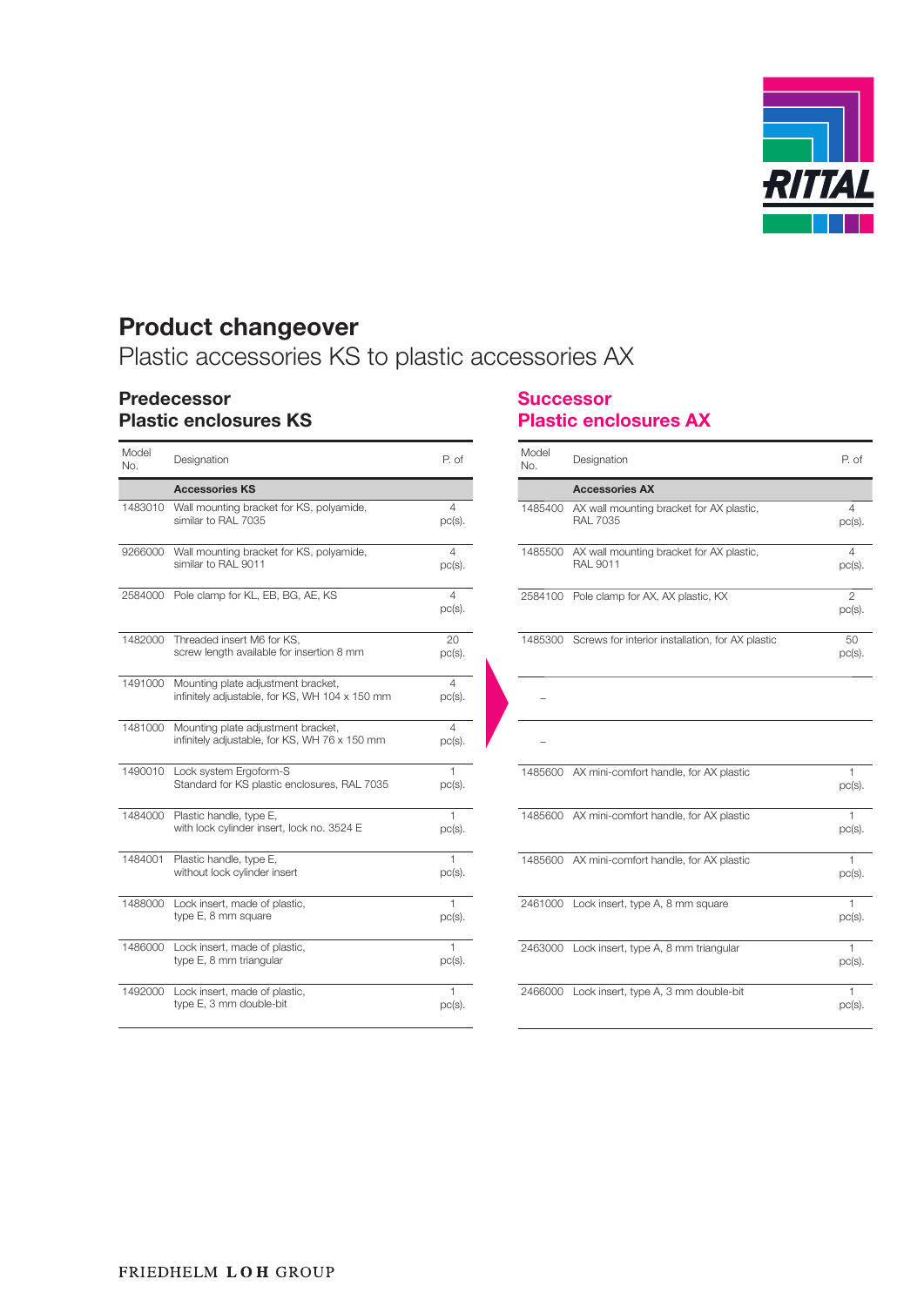# Product changeover

Plastic accessories KS to plastic accessories AX

## Predecessor
## Plastic enclosures KS

| Model No. | Designation | P. of |
|---|---|---|
| | **Accessories KS** | |
| 1483010 | Wall mounting bracket for KS, polyamide, similar to RAL 7035 | 4 pc(s). |
| 9266000 | Wall mounting bracket for KS, polyamide, similar to RAL 9011 | 4 pc(s). |
| 2584000 | Pole clamp for KL, EB, BG, AE, KS | 4 pc(s). |
| 1482000 | Threaded insert M6 for KS, screw length available for insertion 8 mm | 20 pc(s). |
| 1491000 | Mounting plate adjustment bracket, infinitely adjustable, for KS, WH 104 x 150 mm | 4 pc(s). |
| 1481000 | Mounting plate adjustment bracket, infinitely adjustable, for KS, WH 76 x 150 mm | 4 pc(s). |
| 1490010 | Lock system Ergoform-S Standard for KS plastic enclosures, RAL 7035 | 1 pc(s). |
| 1484000 | Plastic handle, type E, with lock cylinder insert, lock no. 3524 E | 1 pc(s). |
| 1484001 | Plastic handle, type E, without lock cylinder insert | 1 pc(s). |
| 1488000 | Lock insert, made of plastic, type E, 8 mm square | 1 pc(s). |
| 1486000 | Lock insert, made of plastic, type E, 8 mm triangular | 1 pc(s). |
| 1492000 | Lock insert, made of plastic, type E, 3 mm double-bit | 1 pc(s). |

## Successor
## Plastic enclosures AX

| Model No. | Designation | P. of |
|---|---|---|
| | **Accessories AX** | |
| 1485400 | AX wall mounting bracket for AX plastic, RAL 7035 | 4 pc(s). |
| 1485500 | AX wall mounting bracket for AX plastic, RAL 9011 | 4 pc(s). |
| 2584100 | Pole clamp for AX, AX plastic, KX | 2 pc(s). |
| 1485300 | Screws for interior installation, for AX plastic | 50 pc(s). |
| – | | |
| – | | |
| 1485600 | AX mini-comfort handle, for AX plastic | 1 pc(s). |
| 1485600 | AX mini-comfort handle, for AX plastic | 1 pc(s). |
| 1485600 | AX mini-comfort handle, for AX plastic | 1 pc(s). |
| 2461000 | Lock insert, type A, 8 mm square | 1 pc(s). |
| 2463000 | Lock insert, type A, 8 mm triangular | 1 pc(s). |
| 2466000 | Lock insert, type A, 3 mm double-bit | 1 pc(s). |

FRIEDHELM **LOH** GROUP